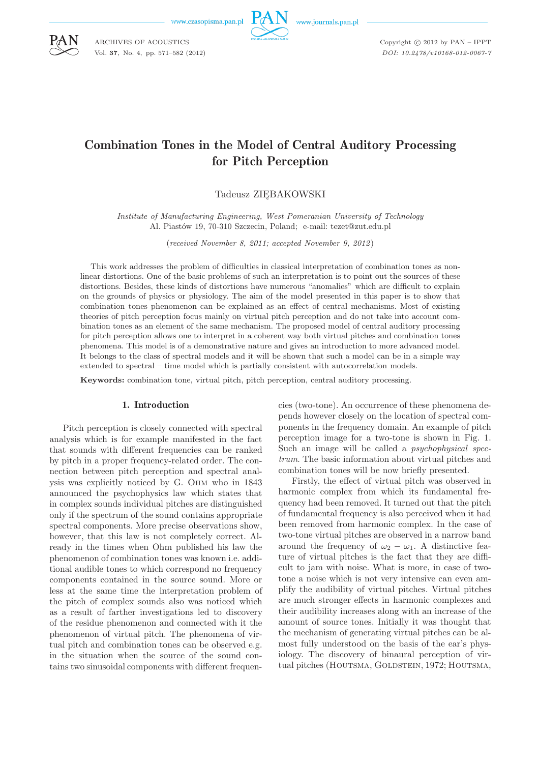# Combination Tones in the Model of Central Auditory Processing for Pitch Perception

Tadeusz ZIĘBAKOWSKI

*Institute of Manufacturing Engineering, West Pomeranian University of Technology*
Al. Piastów 19, 70-310 Szczecin, Poland; e-mail: tezet@zut.edu.pl

(*received November 8, 2011; accepted November 9, 2012*)

This work addresses the problem of difficulties in classical interpretation of combination tones as nonlinear distortions. One of the basic problems of such an interpretation is to point out the sources of these distortions. Besides, these kinds of distortions have numerous "anomalies" which are difficult to explain on the grounds of physics or physiology. The aim of the model presented in this paper is to show that combination tones phenomenon can be explained as an effect of central mechanisms. Most of existing theories of pitch perception focus mainly on virtual pitch perception and do not take into account combination tones as an element of the same mechanism. The proposed model of central auditory processing for pitch perception allows one to interpret in a coherent way both virtual pitches and combination tones phenomena. This model is of a demonstrative nature and gives an introduction to more advanced model. It belongs to the class of spectral models and it will be shown that such a model can be in a simple way extended to spectral – time model which is partially consistent with autocorrelation models.

**Keywords:** combination tone, virtual pitch, pitch perception, central auditory processing.

## 1. Introduction

Pitch perception is closely connected with spectral analysis which is for example manifested in the fact that sounds with different frequencies can be ranked by pitch in a proper frequency-related order. The connection between pitch perception and spectral analysis was explicitly noticed by G. Ohm who in 1843 announced the psychophysics law which states that in complex sounds individual pitches are distinguished only if the spectrum of the sound contains appropriate spectral components. More precise observations show, however, that this law is not completely correct. Already in the times when Ohm published his law the phenomenon of combination tones was known i.e. additional audible tones to which correspond no frequency components contained in the source sound. More or less at the same time the interpretation problem of the pitch of complex sounds also was noticed which as a result of farther investigations led to discovery of the residue phenomenon and connected with it the phenomenon of virtual pitch. The phenomena of virtual pitch and combination tones can be observed e.g. in the situation when the source of the sound contains two sinusoidal components with different frequencies (two-tone). An occurrence of these phenomena depends however closely on the location of spectral components in the frequency domain. An example of pitch perception image for a two-tone is shown in Fig. 1. Such an image will be called a *psychophysical spectrum*. The basic information about virtual pitches and combination tones will be now briefly presented.

Firstly, the effect of virtual pitch was observed in harmonic complex from which its fundamental frequency had been removed. It turned out that the pitch of fundamental frequency is also perceived when it had been removed from harmonic complex. In the case of two-tone virtual pitches are observed in a narrow band around the frequency of $\omega_2 - \omega_1$. A distinctive feature of virtual pitches is the fact that they are difficult to jam with noise. What is more, in case of two-tone a noise which is not very intensive can even amplify the audibility of virtual pitches. Virtual pitches are much stronger effects in harmonic complexes and their audibility increases along with an increase of the amount of source tones. Initially it was thought that the mechanism of generating virtual pitches can be almost fully understood on the basis of the ear's physiology. The discovery of binaural perception of virtual pitches (Houtsma, Goldstein, 1972; Houtsma,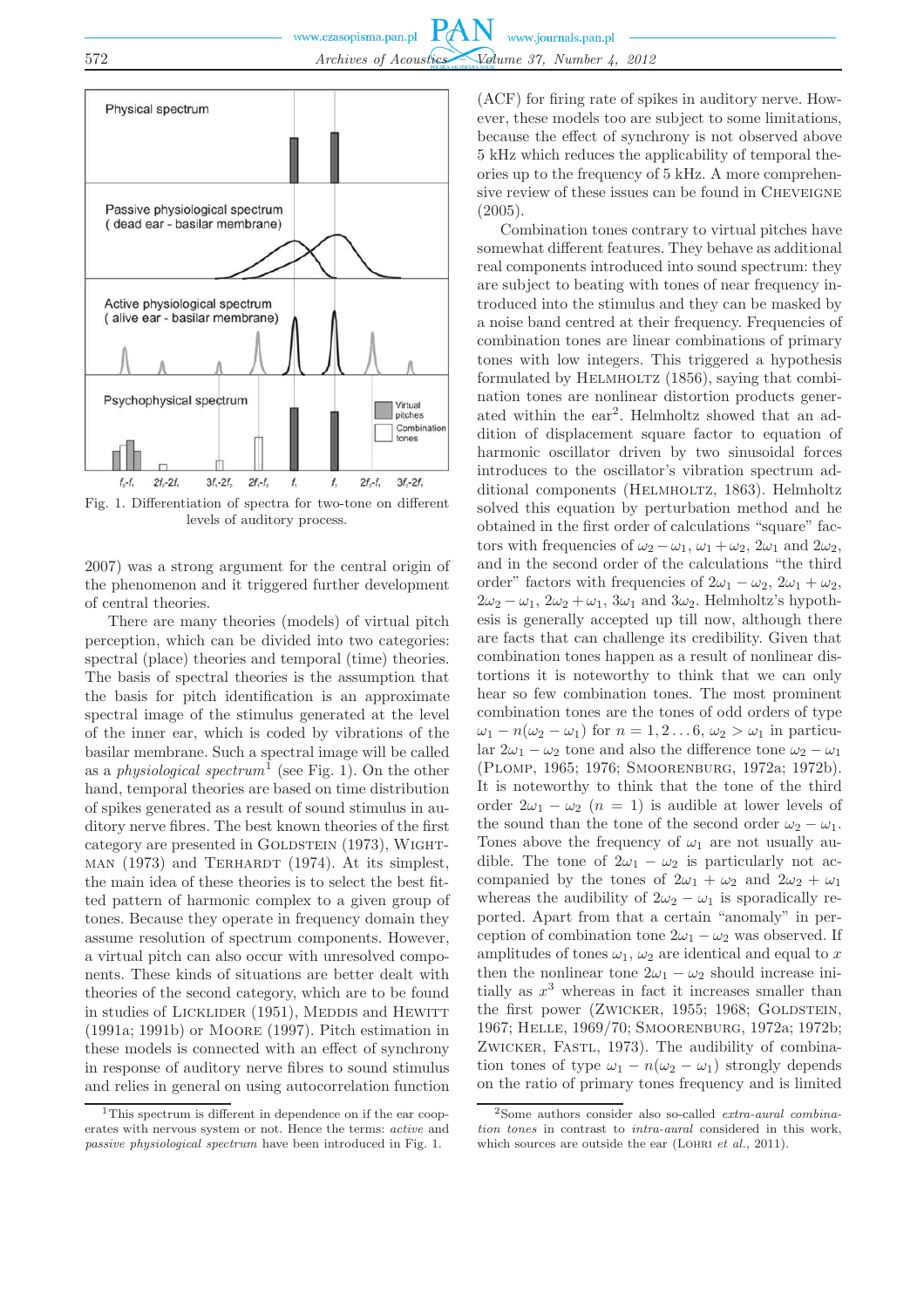Fig. 1. Differentiation of spectra for two-tone on different levels of auditory process.

2007) was a strong argument for the central origin of the phenomenon and it triggered further development of central theories.

There are many theories (models) of virtual pitch perception, which can be divided into two categories: spectral (place) theories and temporal (time) theories. The basis of spectral theories is the assumption that the basis for pitch identification is an approximate spectral image of the stimulus generated at the level of the inner ear, which is coded by vibrations of the basilar membrane. Such a spectral image will be called as a *physiological spectrum*[1] (see Fig. 1). On the other hand, temporal theories are based on time distribution of spikes generated as a result of sound stimulus in auditory nerve fibres. The best known theories of the first category are presented in Goldstein (1973), Wightman (1973) and Terhardt (1974). At its simplest, the main idea of these theories is to select the best fitted pattern of harmonic complex to a given group of tones. Because they operate in frequency domain they assume resolution of spectrum components. However, a virtual pitch can also occur with unresolved components. These kinds of situations are better dealt with theories of the second category, which are to be found in studies of Licklider (1951), Meddis and Hewitt (1991a; 1991b) or Moore (1997). Pitch estimation in these models is connected with an effect of synchrony in response of auditory nerve fibres to sound stimulus and relies in general on using autocorrelation function (ACF) for firing rate of spikes in auditory nerve. However, these models too are subject to some limitations, because the effect of synchrony is not observed above 5 kHz which reduces the applicability of temporal theories up to the frequency of 5 kHz. A more comprehensive review of these issues can be found in Cheveigne (2005).

Combination tones contrary to virtual pitches have somewhat different features. They behave as additional real components introduced into sound spectrum: they are subject to beating with tones of near frequency introduced into the stimulus and they can be masked by a noise band centred at their frequency. Frequencies of combination tones are linear combinations of primary tones with low integers. This triggered a hypothesis formulated by Helmholtz (1856), saying that combination tones are nonlinear distortion products generated within the ear[2]. Helmholtz showed that an addition of displacement square factor to equation of harmonic oscillator driven by two sinusoidal forces introduces to the oscillator's vibration spectrum additional components (Helmholtz, 1863). Helmholtz solved this equation by perturbation method and he obtained in the first order of calculations "square" factors with frequencies of $\omega_2 - \omega_1$, $\omega_1 + \omega_2$, $2\omega_1$ and $2\omega_2$, and in the second order of the calculations "the third order" factors with frequencies of $2\omega_1 - \omega_2$, $2\omega_1 + \omega_2$, $2\omega_2 - \omega_1$, $2\omega_2 + \omega_1$, $3\omega_1$ and $3\omega_2$. Helmholtz's hypothesis is generally accepted up till now, although there are facts that can challenge its credibility. Given that combination tones happen as a result of nonlinear distortions it is noteworthy to think that we can only hear so few combination tones. The most prominent combination tones are the tones of odd order of type $\omega_1 - n(\omega_2 - \omega_1)$ for $n = 1, 2 \ldots 6$, $\omega_2 > \omega_1$ in particular $2\omega_1 - \omega_2$ tone and also the difference tone $\omega_2 - \omega_1$ (Plomp, 1965; 1976; Smoorenburg, 1972a; 1972b). It is noteworthy to think that the tone of the third order $2\omega_1 - \omega_2$ ($n = 1$) is audible at lower levels of the sound than the tone of the second order $\omega_2 - \omega_1$. Tones above the frequency of $\omega_1$ are not usually audible. The tone of $2\omega_1 - \omega_2$ is particularly not accompanied by the tones of $2\omega_1 + \omega_2$ and $2\omega_2 + \omega_1$ whereas the audibility of $2\omega_2 - \omega_1$ is sporadically reported. Apart from that a certain "anomaly" in perception of combination tone $2\omega_1 - \omega_2$ was observed. If amplitudes of tones $\omega_1$, $\omega_2$ are identical and equal to $x$ then the nonlinear tone $2\omega_1 - \omega_2$ should increase initially as $x^3$ whereas in fact it increases smaller than the first power (Zwicker, 1955; 1968; Goldstein, 1967; Helle, 1969/70; Smoorenburg, 1972a; 1972b; Zwicker, Fastl, 1973). The audibility of combination tones of type $\omega_1 - n(\omega_2 - \omega_1)$ strongly depends on the ratio of primary tones frequency and is limited

---

[1] This spectrum is different in dependence on if the ear cooperates with nervous system or not. Hence the terms: *active* and *passive physiological spectrum* have been introduced in Fig. 1.

[2] Some authors consider also so-called *extra-aural combination tones* in contrast to *intra-aural* considered in this work, which sources are outside the ear (Lohri *et al.*, 2011).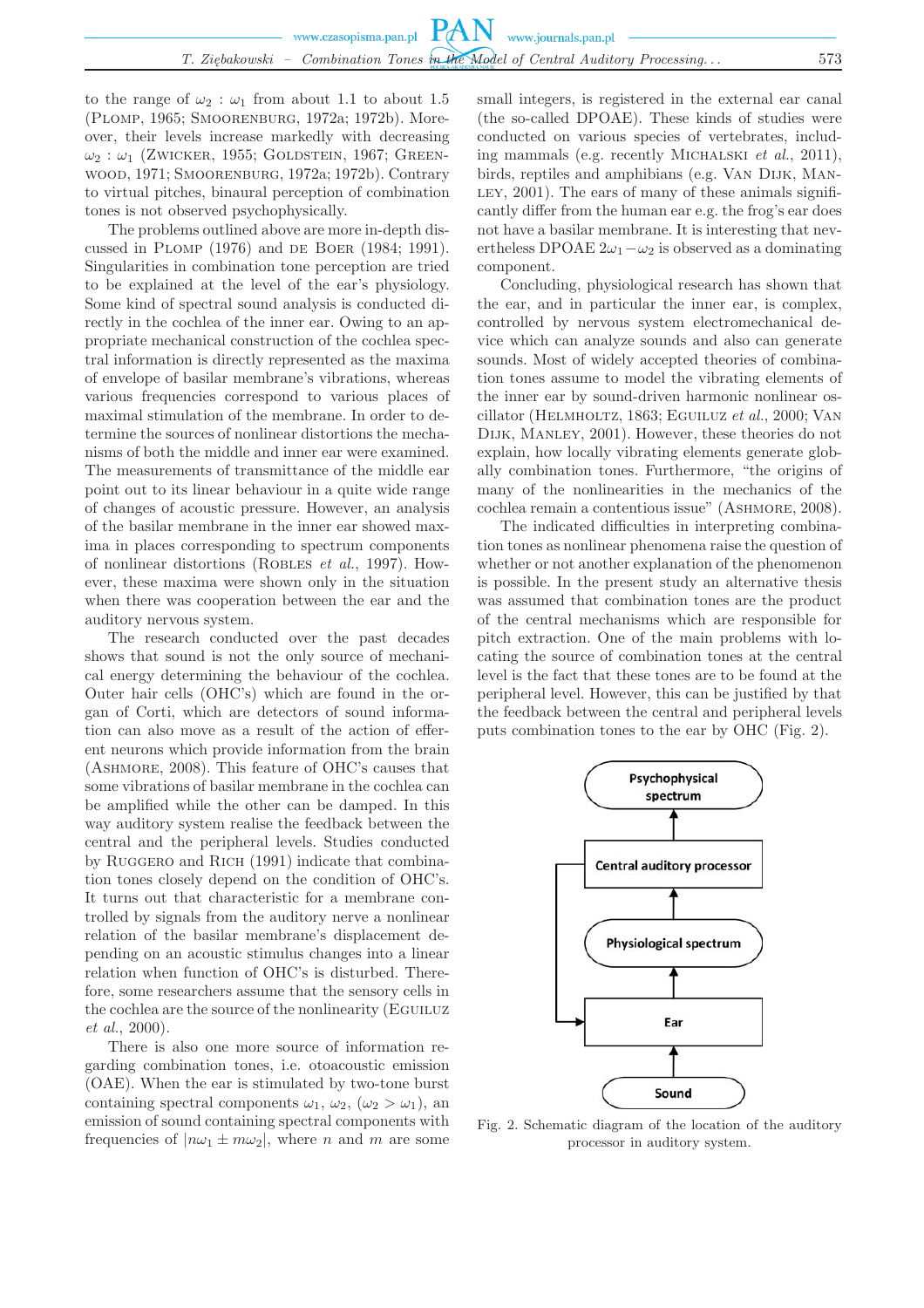to the range of $\omega_2 : \omega_1$ from about 1.1 to about 1.5 (Plomp, 1965; Smoorenburg, 1972a; 1972b). Moreover, their levels increase markedly with decreasing $\omega_2 : \omega_1$ (Zwicker, 1955; Goldstein, 1967; Greenwood, 1971; Smoorenburg, 1972a; 1972b). Contrary to virtual pitches, binaural perception of combination tones is not observed psychophysically.

The problems outlined above are more in-depth discussed in Plomp (1976) and de Boer (1984; 1991). Singularities in combination tone perception are tried to be explained at the level of the ear's physiology. Some kind of spectral sound analysis is conducted directly in the cochlea of the inner ear. Owing to an appropriate mechanical construction of the cochlea spectral information is directly represented as the maxima of envelope of basilar membrane's vibrations, whereas various frequencies correspond to various places of maximal stimulation of the membrane. In order to determine the sources of nonlinear distortions the mechanisms of both the middle and inner ear were examined. The measurements of transmittance of the middle ear point out to its linear behaviour in a quite wide range of changes of acoustic pressure. However, an analysis of the basilar membrane in the inner ear showed maxima in places corresponding to spectrum components of nonlinear distortions (Robles *et al.*, 1997). However, these maxima were shown only in the situation when there was cooperation between the ear and the auditory nervous system.

The research conducted over the past decades shows that sound is not the only source of mechanical energy determining the behaviour of the cochlea. Outer hair cells (OHC's) which are found in the organ of Corti, which are detectors of sound information can also move as a result of the action of efferent neurons which provide information from the brain (Ashmore, 2008). This feature of OHC's causes that some vibrations of basilar membrane in the cochlea can be amplified while the other can be damped. In this way auditory system realise the feedback between the central and the peripheral levels. Studies conducted by Ruggero and Rich (1991) indicate that combination tones closely depend on the condition of OHC's. It turns out that characteristic for a membrane controlled by signals from the auditory nerve a nonlinear relation of the basilar membrane's displacement depending on an acoustic stimulus changes into a linear relation when function of OHC's is disturbed. Therefore, some researchers assume that the sensory cells in the cochlea are the source of the nonlinearity (Eguiluz *et al.*, 2000).

There is also one more source of information regarding combination tones, i.e. otoacoustic emission (OAE). When the ear is stimulated by two-tone burst containing spectral components $\omega_1$, $\omega_2$, $(\omega_2 > \omega_1)$, an emission of sound containing spectral components with frequencies of $|n\omega_1 \pm m\omega_2|$, where $n$ and $m$ are some small integers, is registered in the external ear canal (the so-called DPOAE). These kinds of studies were conducted on various species of vertebrates, including mammals (e.g. recently Michalski *et al.*, 2011), birds, reptiles and amphibians (e.g. Van Dijk, Manley, 2001). The ears of many of these animals significantly differ from the human ear e.g. the frog's ear does not have a basilar membrane. It is interesting that nevertheless DPOAE $2\omega_1 - \omega_2$ is observed as a dominating component.

Concluding, physiological research has shown that the ear, and in particular the inner ear, is complex, controlled by nervous system electromechanical device which can analyze sounds and also can generate sounds. Most of widely accepted theories of combination tones assume to model the vibrating elements of the inner ear by sound-driven harmonic nonlinear oscillator (Helmholtz, 1863; Eguiluz *et al.*, 2000; Van Dijk, Manley, 2001). However, these theories do not explain, how locally vibrating elements generate globally combination tones. Furthermore, "the origins of many of the nonlinearities in the mechanics of the cochlea remain a contentious issue" (Ashmore, 2008).

The indicated difficulties in interpreting combination tones as nonlinear phenomena raise the question of whether or not another explanation of the phenomenon is possible. In the present study an alternative thesis was assumed that combination tones are the product of the central mechanisms which are responsible for pitch extraction. One of the main problems with locating the source of combination tones at the central level is the fact that these tones are to be found at the peripheral level. However, this can be justified by that the feedback between the central and peripheral levels puts combination tones to the ear by OHC (Fig. 2).

Psychophysical spectrum

Central auditory processor

Physiological spectrum

Ear

Sound

Fig. 2. Schematic diagram of the location of the auditory processor in auditory system.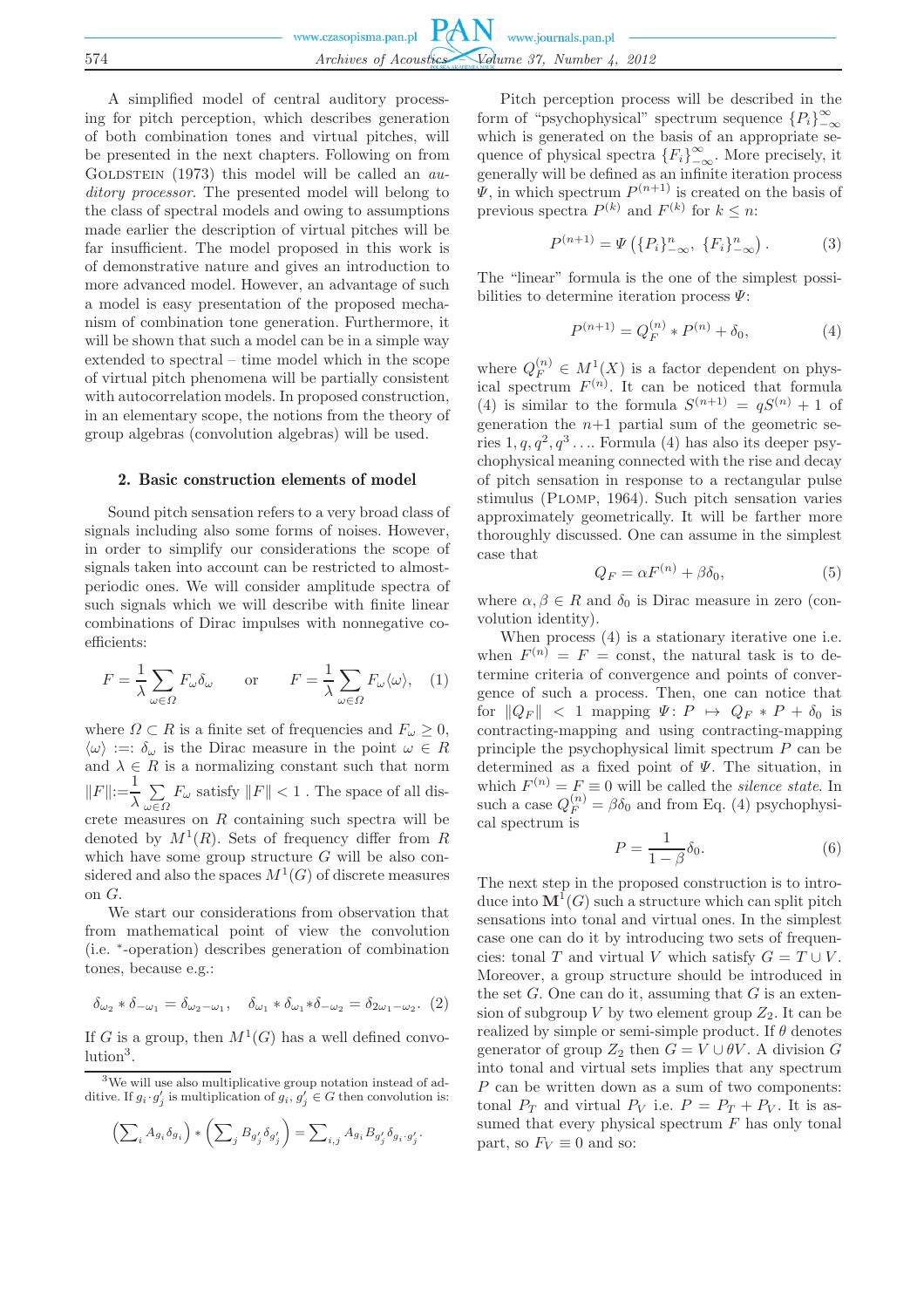A simplified model of central auditory processing for pitch perception, which describes generation of both combination tones and virtual pitches, will be presented in the next chapters. Following on from Goldstein (1973) this model will be called an *auditory processor*. The presented model will belong to the class of spectral models and owing to assumptions made earlier the description of virtual pitches will be far insufficient. The model proposed in this work is of demonstrative nature and gives an introduction to more advanced model. However, an advantage of such a model is easy presentation of the proposed mechanism of combination tone generation. Furthermore, it will be shown that such a model can be in a simple way extended to spectral – time model which in the scope of virtual pitch phenomena will be partially consistent with autocorrelation models. In proposed construction, in an elementary scope, the notions from the theory of group algebras (convolution algebras) will be used.

## 2. Basic construction elements of model

Sound pitch sensation refers to a very broad class of signals including also some forms of noises. However, in order to simplify our considerations the scope of signals taken into account can be restricted to almost-periodic ones. We will consider amplitude spectra of such signals which we will describe with finite linear combinations of Dirac impulses with nonnegative coefficients:

$$F = \frac{1}{\lambda}\sum_{\omega\in\Omega} F_\omega \delta_\omega \qquad \text{or} \qquad F = \frac{1}{\lambda}\sum_{\omega\in\Omega} F_\omega \langle\omega\rangle, \tag{1}$$

where $\Omega \subset R$ is a finite set of frequencies and $F_\omega \geq 0$, $\langle\omega\rangle :=: \delta_\omega$ is the Dirac measure in the point $\omega \in R$ and $\lambda \in R$ is a normalizing constant such that norm $\|F\| := \frac{1}{\lambda}\sum_{\omega\in\Omega} F_\omega$ satisfy $\|F\| < 1$ . The space of all discrete measures on $R$ containing such spectra will be denoted by $M^1(R)$. Sets of frequency differ from $R$ which will have some group structure $G$ will be also considered and also the spaces $M^1(G)$ of discrete measures on $G$.

We start our considerations from observation that from mathematical point of view the convolution (i.e. $*$-operation) describes generation of combination tones, because e.g.:

$$\delta_{\omega_2} * \delta_{-\omega_1} = \delta_{\omega_2-\omega_1}, \qquad \delta_{\omega_1} * \delta_{\omega_1} * \delta_{-\omega_2} = \delta_{2\omega_1-\omega_2}. \tag{2}$$

If $G$ is a group, then $M^1(G)$ has a well defined convolution[3].

[3] We will use also multiplicative group notation instead of additive. If $g_i \cdot g'_j$ is multiplication of $g_i, g'_j \in G$ then convolution is:

$$\Big(\sum_i A_{g_i}\delta_{g_i}\Big) * \Big(\sum_j B_{g'_j}\delta_{g'_j}\Big) = \sum_{i,j} A_{g_i}B_{g'_j}\delta_{g_i\cdot g'_j}.$$

Pitch perception process will be described in the form of "psychophysical" spectrum sequence $\{P_i\}_{-\infty}^{\infty}$ which is generated on the basis of an appropriate sequence of physical spectra $\{F_i\}_{-\infty}^{\infty}$. More precisely, it generally will be defined as an infinite iteration process $\Psi$, in which spectrum $P^{(n+1)}$ is created on the basis of previous spectra $P^{(k)}$ and $F^{(k)}$ for $k \leq n$:

$$P^{(n+1)} = \Psi\left(\{P_i\}_{-\infty}^{n}, \{F_i\}_{-\infty}^{n}\right). \tag{3}$$

The "linear" formula is the one of the simplest possibilities to determine iteration process $\Psi$:

$$P^{(n+1)} = Q_F^{(n)} * P^{(n)} + \delta_0, \tag{4}$$

where $Q_F^{(n)} \in M^1(X)$ is a factor dependent on physical spectrum $F^{(n)}$. It can be noticed that formula (4) is similar to the formula $S^{(n+1)} = qS^{(n)} + 1$ of generation the $n{+}1$ partial sum of the geometric series $1, q, q^2, q^3 \ldots$. Formula (4) has also its deeper psychophysical meaning connected with the rise and decay of pitch sensation in response to a rectangular pulse stimulus (Plomp, 1964). Such pitch sensation varies approximately geometrically. It will be farther more thoroughly discussed. One can assume in the simplest case that

$$Q_F = \alpha F^{(n)} + \beta\delta_0, \tag{5}$$

where $\alpha, \beta \in R$ and $\delta_0$ is Dirac measure in zero (convolution identity).

When process (4) is a stationary iterative one i.e. when $F^{(n)} = F = \text{const}$, the natural task is to determine criteria of convergence and points of convergence of such a process. Then, one can notice that for $\|Q_F\| < 1$ mapping $\Psi\colon P \mapsto Q_F * P + \delta_0$ is contracting-mapping and using contracting-mapping principle the psychophysical limit spectrum $P$ can be determined as a fixed point of $\Psi$. The situation, in which $F^{(n)} = F \equiv 0$ will be called the *silence state*. In such a case $Q_F^{(n)} = \beta\delta_0$ and from Eq. (4) psychophysical spectrum is

$$P = \frac{1}{1-\beta}\delta_0. \tag{6}$$

The next step in the proposed construction is to introduce into $\mathbf{M}^1(G)$ such a structure which can split pitch sensations into tonal and virtual ones. In the simplest case one can do it by introducing two sets of frequencies: tonal $T$ and virtual $V$ which satisfy $G = T \cup V$. Moreover, a group structure should be introduced in the set $G$. One can do it, assuming that $G$ is an extension of subgroup $V$ by two element group $Z_2$. It can be realized by simple or semi-simple product. If $\theta$ denotes generator of group $Z_2$ then $G = V \cup \theta V$. A division $G$ into tonal and virtual sets implies that any spectrum $P$ can be written down as a sum of two components: tonal $P_T$ and virtual $P_V$ i.e. $P = P_T + P_V$. It is assumed that every physical spectrum $F$ has only tonal part, so $F_V \equiv 0$ and so: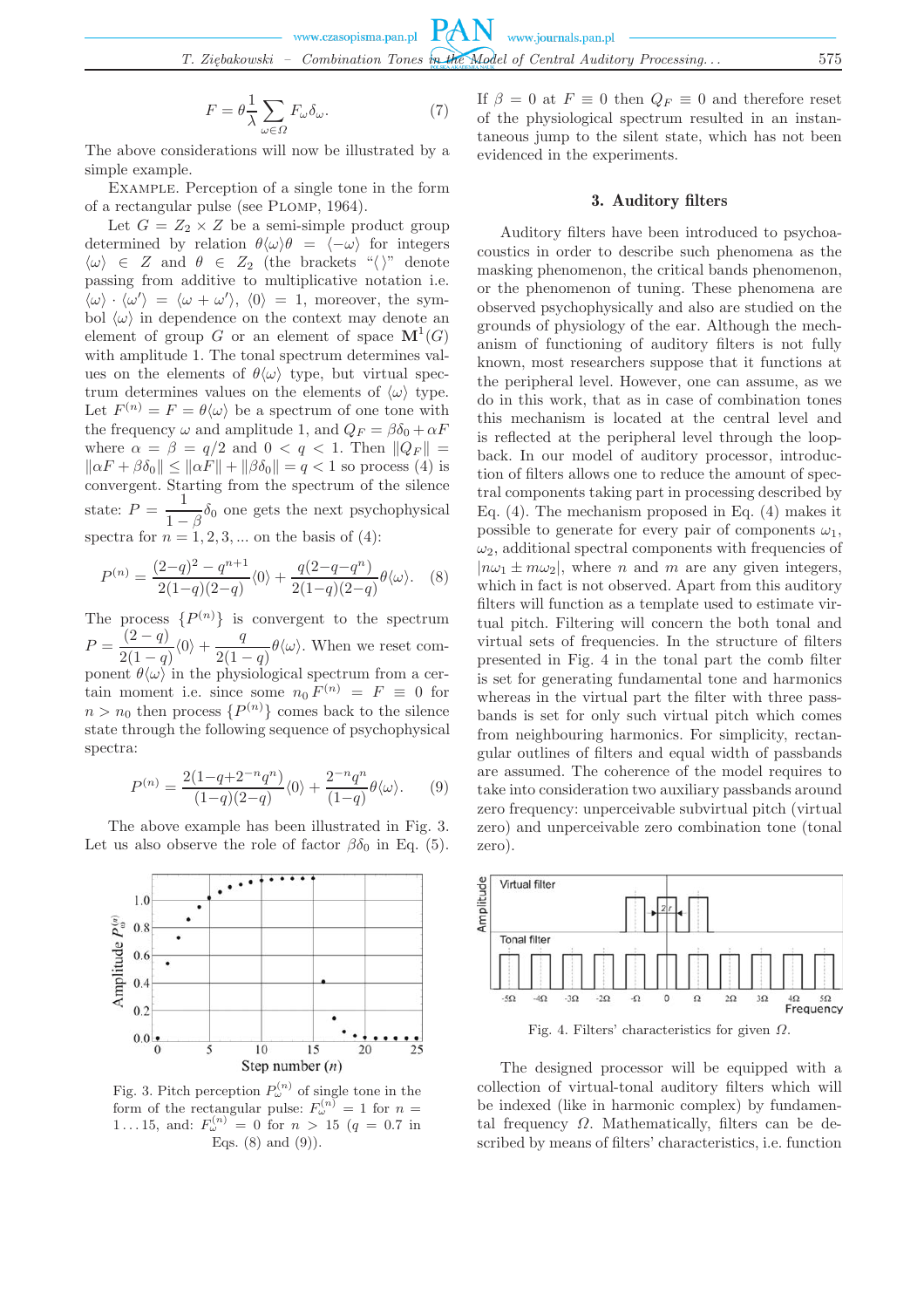$$F = \theta \frac{1}{\lambda} \sum_{\omega \in \Omega} F_\omega \delta_\omega. \tag{7}$$

The above considerations will now be illustrated by a simple example.

EXAMPLE. Perception of a single tone in the form of a rectangular pulse (see PLOMP, 1964).

Let $G = Z_2 \times Z$ be a semi-simple product group determined by relation $\theta\langle\omega\rangle\theta = \langle -\omega\rangle$ for integers $\langle\omega\rangle \in Z$ and $\theta \in Z_2$ (the brackets "$\langle\rangle$" denote passing from additive to multiplicative notation i.e. $\langle\omega\rangle \cdot \langle\omega'\rangle = \langle\omega + \omega'\rangle$, $\langle 0\rangle = 1$, moreover, the symbol $\langle\omega\rangle$ in dependence on the context may denote an element of group $G$ or an element of space $\mathbf{M}^1(G)$ with amplitude 1. The tonal spectrum determines values on the elements of $\theta\langle\omega\rangle$ type, but virtual spectrum determines values on the elements of $\langle\omega\rangle$ type. Let $F^{(n)} = F = \theta\langle\omega\rangle$ be a spectrum of one tone with the frequency $\omega$ and amplitude 1, and $Q_F = \beta\delta_0 + \alpha F$ where $\alpha = \beta = q/2$ and $0 < q < 1$. Then $\|Q_F\| = \|\alpha F + \beta\delta_0\| \leq \|\alpha F\| + \|\beta\delta_0\| = q < 1$ so process (4) is convergent. Starting from the spectrum of the silence state: $P = \dfrac{1}{1-\beta}\delta_0$ one gets the next psychophysical spectra for $n = 1, 2, 3, \ldots$ on the basis of (4):

$$P^{(n)} = \frac{(2-q)^2 - q^{n+1}}{2(1-q)(2-q)}\langle 0\rangle + \frac{q(2-q-q^n)}{2(1-q)(2-q)}\theta\langle\omega\rangle. \tag{8}$$

The process $\{P^{(n)}\}$ is convergent to the spectrum $P = \dfrac{(2-q)}{2(1-q)}\langle 0\rangle + \dfrac{q}{2(1-q)}\theta\langle\omega\rangle$. When we reset component $\theta\langle\omega\rangle$ in the physiological spectrum from a certain moment i.e. since some $n_0$ $F^{(n)} = F \equiv 0$ for $n > n_0$ then process $\{P^{(n)}\}$ comes back to the silence state through the following sequence of psychophysical spectra:

$$P^{(n)} = \frac{2(1-q+2^{-n}q^n)}{(1-q)(2-q)}\langle 0\rangle + \frac{2^{-n}q^n}{(1-q)}\theta\langle\omega\rangle. \tag{9}$$

The above example has been illustrated in Fig. 3. Let us also observe the role of factor $\beta\delta_0$ in Eq. (5).

Fig. 3. Pitch perception $P_\omega^{(n)}$ of single tone in the form of the rectangular pulse: $F_\omega^{(n)} = 1$ for $n = 1 \ldots 15$, and: $F_\omega^{(n)} = 0$ for $n > 15$ ($q = 0.7$ in Eqs. (8) and (9)).

If $\beta = 0$ at $F \equiv 0$ then $Q_F \equiv 0$ and therefore reset of the physiological spectrum resulted in an instantaneous jump to the silent state, which has not been evidenced in the experiments.

## 3. Auditory filters

Auditory filters have been introduced to psychoacoustics in order to describe such phenomena as the masking phenomenon, the critical bands phenomenon, or the phenomenon of tuning. These phenomena are observed psychophysically and also are studied on the grounds of physiology of the ear. Although the mechanism of functioning of auditory filters is not fully known, most researchers suppose that it functions at the peripheral level. However, one can assume, as we do in this work, that as in case of combination tones this mechanism is located at the central level and is reflected at the peripheral level through the loop-back. In our model of auditory processor, introduction of filters allows one to reduce the amount of spectral components taking part in processing described by Eq. (4). The mechanism proposed in Eq. (4) makes it possible to generate for every pair of components $\omega_1$, $\omega_2$, additional spectral components with frequencies of $|n\omega_1 \pm m\omega_2|$, where $n$ and $m$ are any given integers, which in fact is not observed. Apart from this auditory filters will function as a template used to estimate virtual pitch. Filtering will concern the both tonal and virtual sets of frequencies. In the structure of filters presented in Fig. 4 in the tonal part the comb filter is set for generating fundamental tone and harmonics whereas in the virtual part the filter with three passbands is set for only such virtual pitch which comes from neighbouring harmonics. For simplicity, rectangular outlines of filters and equal width of passbands are assumed. The coherence of the model requires to take into consideration two auxiliary passbands around zero frequency: unperceivable subvirtual pitch (virtual zero) and unperceivable zero combination tone (tonal zero).

Fig. 4. Filters' characteristics for given $\Omega$.

The designed processor will be equipped with a collection of virtual-tonal auditory filters which will be indexed (like in harmonic complex) by fundamental frequency $\Omega$. Mathematically, filters can be described by means of filters' characteristics, i.e. function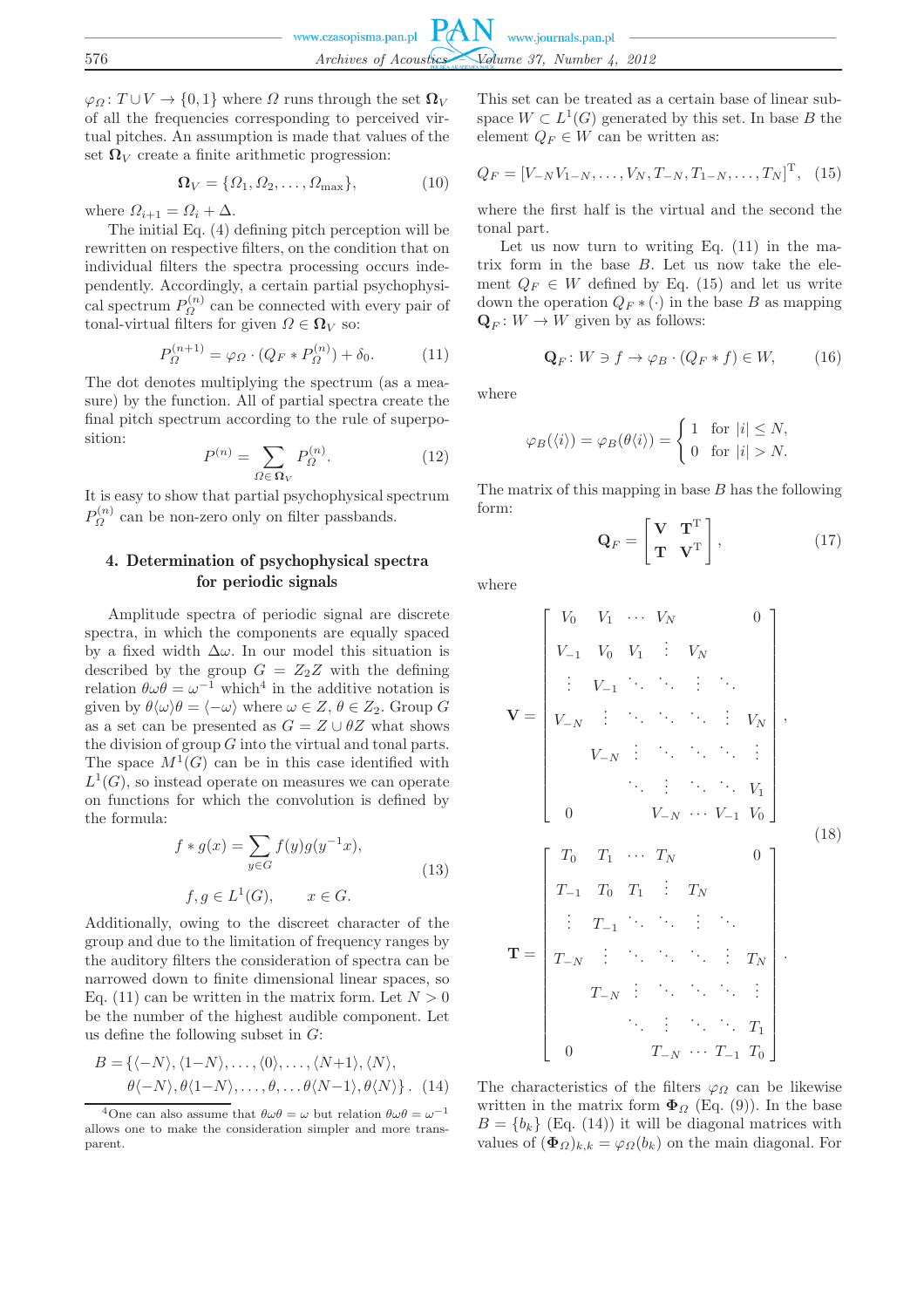$\varphi_\Omega \colon T \cup V \to \{0,1\}$ where $\Omega$ runs through the set $\mathbf{\Omega}_V$ of all the frequencies corresponding to perceived virtual pitches. An assumption is made that values of the set $\mathbf{\Omega}_V$ create a finite arithmetic progression:

$$\mathbf{\Omega}_V = \{\Omega_1, \Omega_2, \ldots, \Omega_{\max}\}, \tag{10}$$

where $\Omega_{i+1} = \Omega_i + \Delta$.

The initial Eq. (4) defining pitch perception will be rewritten on respective filters, on the condition that on individual filters the spectra processing occurs independently. Accordingly, a certain partial psychophysical spectrum $P_\Omega^{(n)}$ can be connected with every pair of tonal-virtual filters for given $\Omega \in \mathbf{\Omega}_V$ so:

$$P_\Omega^{(n+1)} = \varphi_\Omega \cdot (Q_F * P_\Omega^{(n)}) + \delta_0. \tag{11}$$

The dot denotes multiplying the spectrum (as a measure) by the function. All of partial spectra create the final pitch spectrum according to the rule of superposition:

$$P^{(n)} = \sum_{\Omega \in \mathbf{\Omega}_V} P_\Omega^{(n)}. \tag{12}$$

It is easy to show that partial psychophysical spectrum $P_\Omega^{(n)}$ can be non-zero only on filter passbands.

## 4. Determination of psychophysical spectra for periodic signals

Amplitude spectra of periodic signal are discrete spectra, in which the components are equally spaced by a fixed width $\Delta\omega$. In our model this situation is described by the group $G = Z_2 Z$ with the defining relation $\theta\omega\theta = \omega^{-1}$ which[4] in the additive notation is given by $\theta\langle\omega\rangle\theta = \langle -\omega\rangle$ where $\omega \in Z$, $\theta \in Z_2$. Group $G$ as a set can be presented as $G = Z \cup \theta Z$ what shows the division of group $G$ into the virtual and tonal parts. The space $M^1(G)$ can be in this case identified with $L^1(G)$, so instead operate on measures we can operate on functions for which the convolution is defined by the formula:

$$\begin{gathered} f * g(x) = \sum_{y \in G} f(y) g(y^{-1}x), \\ f, g \in L^1(G), \qquad x \in G. \end{gathered} \tag{13}$$

Additionally, owing to the discreet character of the group and due to the limitation of frequency ranges by the auditory filters the consideration of spectra can be narrowed down to finite dimensional linear spaces, so Eq. (11) can be written in the matrix form. Let $N > 0$ be the number of the highest audible component. Let us define the following subset in $G$:

$$\begin{aligned} B = \{ & \langle -N\rangle, \langle 1-N\rangle, \ldots, \langle 0\rangle, \ldots, \langle N+1\rangle, \langle N\rangle, \\ & \theta\langle -N\rangle, \theta\langle 1-N\rangle, \ldots, \theta, \ldots \theta\langle N-1\rangle, \theta\langle N\rangle\}. \end{aligned} \tag{14}$$

[4] One can also assume that $\theta\omega\theta = \omega$ but relation $\theta\omega\theta = \omega^{-1}$ allows one to make the consideration simpler and more transparent.

This set can be treated as a certain base of linear subspace $W \subset L^1(G)$ generated by this set. In base $B$ the element $Q_F \in W$ can be written as:

$$Q_F = [V_{-N} V_{1-N}, \ldots, V_N, T_{-N}, T_{1-N}, \ldots, T_N]^{\mathrm{T}}, \tag{15}$$

where the first half is the virtual and the second the tonal part.

Let us now turn to writing Eq. (11) in the matrix form in the base $B$. Let us now take the element $Q_F \in W$ defined by Eq. (15) and let us write down the operation $Q_F * (\cdot)$ in the base $B$ as mapping $\mathbf{Q}_F \colon W \to W$ given by as follows:

$$\mathbf{Q}_F \colon W \ni f \to \varphi_B \cdot (Q_F * f) \in W, \tag{16}$$

where

$$\varphi_B(\langle i\rangle) = \varphi_B(\theta\langle i\rangle) = \begin{cases} 1 & \text{for } |i| \le N, \\ 0 & \text{for } |i| > N. \end{cases}$$

The matrix of this mapping in base $B$ has the following form:

$$\mathbf{Q}_F = \begin{bmatrix} \mathbf{V} & \mathbf{T}^{\mathrm{T}} \\ \mathbf{T} & \mathbf{V}^{\mathrm{T}} \end{bmatrix}, \tag{17}$$

where

$$\mathbf{V} = \begin{bmatrix} V_0 & V_1 & \cdots & V_N & & & 0 \\ V_{-1} & V_0 & V_1 & \vdots & V_N & & \\ \vdots & V_{-1} & \ddots & \ddots & \vdots & \ddots & \\ V_{-N} & \vdots & \ddots & \ddots & \ddots & \vdots & V_N \\ & V_{-N} & \vdots & \ddots & \ddots & \ddots & \vdots \\ & & \ddots & \vdots & \ddots & \ddots & V_1 \\ 0 & & & V_{-N} & \cdots & V_{-1} & V_0 \end{bmatrix},$$

$$\mathbf{T} = \begin{bmatrix} T_0 & T_1 & \cdots & T_N & & & 0 \\ T_{-1} & T_0 & T_1 & \vdots & T_N & & \\ \vdots & T_{-1} & \ddots & \ddots & \vdots & \ddots & \\ T_{-N} & \vdots & \ddots & \ddots & \ddots & \vdots & T_N \\ & T_{-N} & \vdots & \ddots & \ddots & \ddots & \vdots \\ & & \ddots & \vdots & \ddots & \ddots & T_1 \\ 0 & & & T_{-N} & \cdots & T_{-1} & T_0 \end{bmatrix}. \tag{18}$$

The characteristics of the filters $\varphi_\Omega$ can be likewise written in the matrix form $\mathbf{\Phi}_\Omega$ (Eq. (9)). In the base $B = \{b_k\}$ (Eq. (14)) it will be diagonal matrices with values of $(\mathbf{\Phi}_\Omega)_{k,k} = \varphi_\Omega(b_k)$ on the main diagonal. For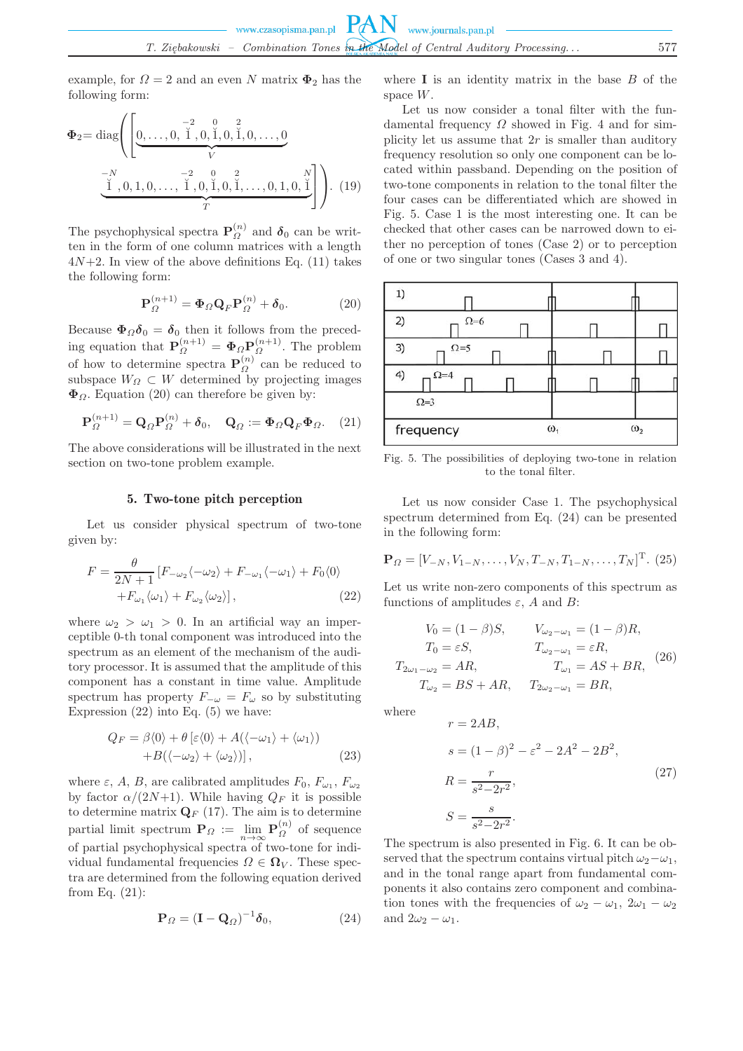example, for $\Omega = 2$ and an even $N$ matrix $\mathbf{\Phi}_2$ has the following form:

$$\mathbf{\Phi}_2 = \text{diag}\left(\left[\underbrace{0,\ldots,0,\overset{-2}{\breve{1}},0,\overset{0}{\breve{1}},0,\overset{2}{\breve{1}},0,\ldots,0}_{V}\right.\right.$$
$$\left.\left.\underbrace{\overset{-N}{\breve{1}},0,1,0,\ldots,\overset{-2}{\breve{1}},0,\overset{0}{\breve{1}},0,\overset{2}{\breve{1}},\ldots,0,1,0,\overset{N}{\breve{1}}}_{T}\right]\right). \quad (19)$$

The psychophysical spectra $\mathbf{P}_{\Omega}^{(n)}$ and $\boldsymbol{\delta}_0$ can be written in the form of one column matrices with a length $4N{+}2$. In view of the above definitions Eq. (11) takes the following form:

$$\mathbf{P}_{\Omega}^{(n+1)} = \mathbf{\Phi}_{\Omega}\mathbf{Q}_F\mathbf{P}_{\Omega}^{(n)} + \boldsymbol{\delta}_0. \quad (20)$$

Because $\mathbf{\Phi}_{\Omega}\boldsymbol{\delta}_0 = \boldsymbol{\delta}_0$ then it follows from the preceding equation that $\mathbf{P}_{\Omega}^{(n+1)} = \mathbf{\Phi}_{\Omega}\mathbf{P}_{\Omega}^{(n+1)}$. The problem of how to determine spectra $\mathbf{P}_{\Omega}^{(n)}$ can be reduced to subspace $W_{\Omega} \subset W$ determined by projecting images $\mathbf{\Phi}_{\Omega}$. Equation (20) can therefore be given by:

$$\mathbf{P}_{\Omega}^{(n+1)} = \mathbf{Q}_{\Omega}\mathbf{P}_{\Omega}^{(n)} + \boldsymbol{\delta}_0, \quad \mathbf{Q}_{\Omega} := \mathbf{\Phi}_{\Omega}\mathbf{Q}_F\mathbf{\Phi}_{\Omega}. \quad (21)$$

The above considerations will be illustrated in the next section on two-tone problem example.

## 5. Two-tone pitch perception

Let us consider physical spectrum of two-tone given by:

$$F = \frac{\theta}{2N+1}\left[F_{-\omega_2}\langle -\omega_2\rangle + F_{-\omega_1}\langle -\omega_1\rangle + F_0\langle 0\rangle \right.$$
$$\left. + F_{\omega_1}\langle \omega_1\rangle + F_{\omega_2}\langle \omega_2\rangle\right], \quad (22)$$

where $\omega_2 > \omega_1 > 0$. In an artificial way an imperceptible 0-th tonal component was introduced into the spectrum as an element of the mechanism of the auditory processor. It is assumed that the amplitude of this component has a constant in time value. Amplitude spectrum has property $F_{-\omega} = F_{\omega}$ so by substituting Expression (22) into Eq. (5) we have:

$$Q_F = \beta\langle 0\rangle + \theta\left[\varepsilon\langle 0\rangle + A(\langle -\omega_1\rangle + \langle \omega_1\rangle)\right.$$
$$\left. + B(\langle -\omega_2\rangle + \langle \omega_2\rangle)\right], \quad (23)$$

where $\varepsilon$, $A$, $B$, are calibrated amplitudes $F_0$, $F_{\omega_1}$, $F_{\omega_2}$ by factor $\alpha/(2N{+}1)$. While having $Q_F$ it is possible to determine matrix $\mathbf{Q}_F$ (17). The aim is to determine partial limit spectrum $\mathbf{P}_{\Omega} := \lim\limits_{n\to\infty} \mathbf{P}_{\Omega}^{(n)}$ of sequence of partial psychophysical spectra of two-tone for individual fundamental frequencies $\Omega \in \mathbf{\Omega}_V$. These spectra are determined from the following equation derived from Eq. (21):

$$\mathbf{P}_{\Omega} = (\mathbf{I} - \mathbf{Q}_{\Omega})^{-1}\boldsymbol{\delta}_0, \quad (24)$$

where $\mathbf{I}$ is an identity matrix in the base $B$ of the space $W$.

Let us now consider a tonal filter with the fundamental frequency $\Omega$ showed in Fig. 4 and for simplicity let us assume that $2r$ is smaller than auditory frequency resolution so only one component can be located within passband. Depending on the position of two-tone components in relation to the tonal filter the four cases can be differentiated which are showed in Fig. 5. Case 1 is the most interesting one. It can be checked that other cases can be narrowed down to either no perception of tones (Case 2) or to perception of one or two singular tones (Cases 3 and 4).

Fig. 5. The possibilities of deploying two-tone in relation to the tonal filter.

Let us now consider Case 1. The psychophysical spectrum determined from Eq. (24) can be presented in the following form:

$$\mathbf{P}_{\Omega} = [V_{-N}, V_{1-N}, \ldots, V_N, T_{-N}, T_{1-N}, \ldots, T_N]^{\mathrm{T}}. \quad (25)$$

Let us write non-zero components of this spectrum as functions of amplitudes $\varepsilon$, $A$ and $B$:

$$\begin{aligned}
V_0 &= (1-\beta)S, & V_{\omega_2-\omega_1} &= (1-\beta)R,\\
T_0 &= \varepsilon S, & T_{\omega_2-\omega_1} &= \varepsilon R,\\
T_{2\omega_1-\omega_2} &= AR, & T_{\omega_1} &= AS + BR,\\
T_{\omega_2} &= BS + AR, & T_{2\omega_2-\omega_1} &= BR,
\end{aligned} \quad (26)$$

where

$$\begin{aligned}
r &= 2AB,\\
s &= (1-\beta)^2 - \varepsilon^2 - 2A^2 - 2B^2,\\
R &= \frac{r}{s^2 - 2r^2},\\
S &= \frac{s}{s^2 - 2r^2}.
\end{aligned} \quad (27)$$

The spectrum is also presented in Fig. 6. It can be observed that the spectrum contains virtual pitch $\omega_2 - \omega_1$, and in the tonal range apart from fundamental components it also contains zero component and combination tones with the frequencies of $\omega_2 - \omega_1$, $2\omega_1 - \omega_2$ and $2\omega_2 - \omega_1$.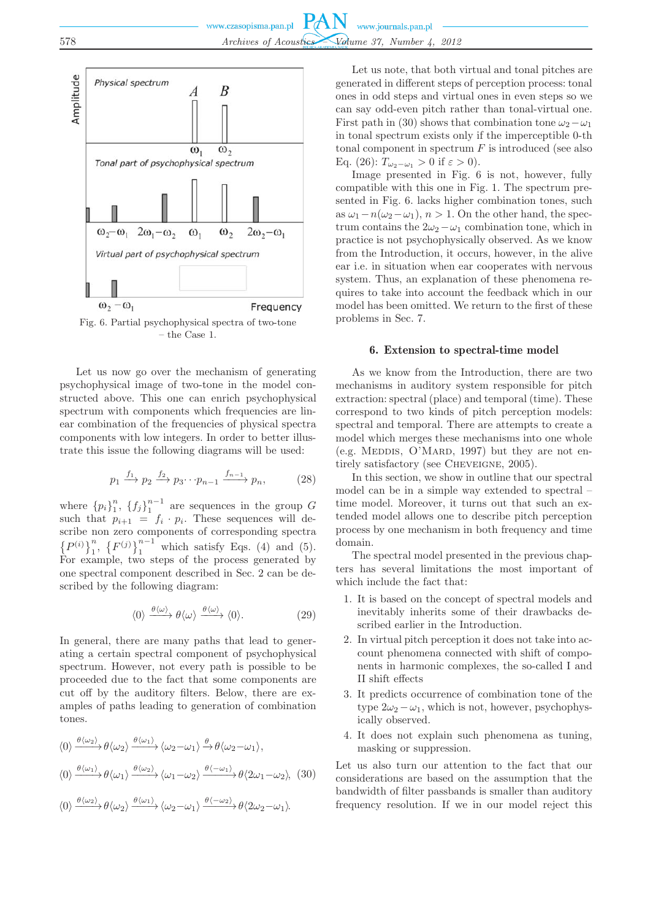Fig. 6. Partial psychophysical spectra of two-tone – the Case 1.

Let us now go over the mechanism of generating psychophysical image of two-tone in the model constructed above. This one can enrich psychophysical spectrum with components which frequencies are linear combination of the frequencies of physical spectra components with low integers. In order to better illustrate this issue the following diagrams will be used:

$$p_1 \xrightarrow{f_1} p_2 \xrightarrow{f_2} p_3 \cdots p_{n-1} \xrightarrow{f_{n-1}} p_n, \tag{28}$$

where $\{p_i\}_1^n$, $\{f_j\}_1^{n-1}$ are sequences in the group $G$ such that $p_{i+1} = f_i \cdot p_i$. These sequences will describe non zero components of corresponding spectra $\{P^{(i)}\}_1^n$, $\{F^{(j)}\}_1^{n-1}$ which satisfy Eqs. (4) and (5). For example, two steps of the process generated by one spectral component described in Sec. 2 can be described by the following diagram:

$$\langle 0 \rangle \xrightarrow{\theta\langle\omega\rangle} \theta\langle\omega\rangle \xrightarrow{\theta\langle\omega\rangle} \langle 0 \rangle. \tag{29}$$

In general, there are many paths that lead to generating a certain spectral component of psychophysical spectrum. However, not every path is possible to be proceeded due to the fact that some components are cut off by the auditory filters. Below, there are examples of paths leading to generation of combination tones.

$$\begin{aligned}
&\langle 0 \rangle \xrightarrow{\theta\langle\omega_2\rangle} \theta\langle\omega_2\rangle \xrightarrow{\theta\langle\omega_1\rangle} \langle\omega_2-\omega_1\rangle \xrightarrow{\theta} \theta\langle\omega_2-\omega_1\rangle,\\
&\langle 0 \rangle \xrightarrow{\theta\langle\omega_1\rangle} \theta\langle\omega_1\rangle \xrightarrow{\theta\langle\omega_2\rangle} \langle\omega_1-\omega_2\rangle \xrightarrow{\theta\langle-\omega_1\rangle} \theta\langle 2\omega_1-\omega_2\rangle,\\
&\langle 0 \rangle \xrightarrow{\theta\langle\omega_2\rangle} \theta\langle\omega_2\rangle \xrightarrow{\theta\langle\omega_1\rangle} \langle\omega_2-\omega_1\rangle \xrightarrow{\theta\langle-\omega_2\rangle} \theta\langle 2\omega_2-\omega_1\rangle.
\end{aligned} \tag{30}$$

Let us note, that both virtual and tonal pitches are generated in different steps of perception process: tonal ones in odd steps and virtual ones in even steps so we can say odd-even pitch rather than tonal-virtual one. First path in (30) shows that combination tone $\omega_2 - \omega_1$ in tonal spectrum exists only if the imperceptible 0-th tonal component in spectrum $F$ is introduced (see also Eq. (26): $T_{\omega_2-\omega_1} > 0$ if $\varepsilon > 0$).

Image presented in Fig. 6 is not, however, fully compatible with this one in Fig. 1. The spectrum presented in Fig. 6. lacks higher combination tones, such as $\omega_1 - n(\omega_2 - \omega_1)$, $n > 1$. On the other hand, the spectrum contains the $2\omega_2 - \omega_1$ combination tone, which in practice is not psychophysically observed. As we know from the Introduction, it occurs, however, in the alive ear i.e. in situation when ear cooperates with nervous system. Thus, an explanation of these phenomena requires to take into account the feedback which in our model has been omitted. We return to the first of these problems in Sec. 7.

## 6. Extension to spectral-time model

As we know from the Introduction, there are two mechanisms in auditory system responsible for pitch extraction: spectral (place) and temporal (time). These correspond to two kinds of pitch perception models: spectral and temporal. There are attempts to create a model which merges these mechanisms into one whole (e.g. Meddis, O'Mard, 1997) but they are not entirely satisfactory (see Cheveigne, 2005).

In this section, we show in outline that our spectral model can be in a simple way extended to spectral – time model. Moreover, it turns out that such an extended model allows one to describe pitch perception process by one mechanism in both frequency and time domain.

The spectral model presented in the previous chapters has several limitations the most important of which include the fact that:

1. It is based on the concept of spectral models and inevitably inherits some of their drawbacks described earlier in the Introduction.
2. In virtual pitch perception it does not take into account phenomena connected with shift of components in harmonic complexes, the so-called I and II shift effects
3. It predicts occurrence of combination tone of the type $2\omega_2 - \omega_1$, which is not, however, psychophysically observed.
4. It does not explain such phenomena as tuning, masking or suppression.

Let us also turn our attention to the fact that our considerations are based on the assumption that the bandwidth of filter passbands is smaller than auditory frequency resolution. If we in our model reject this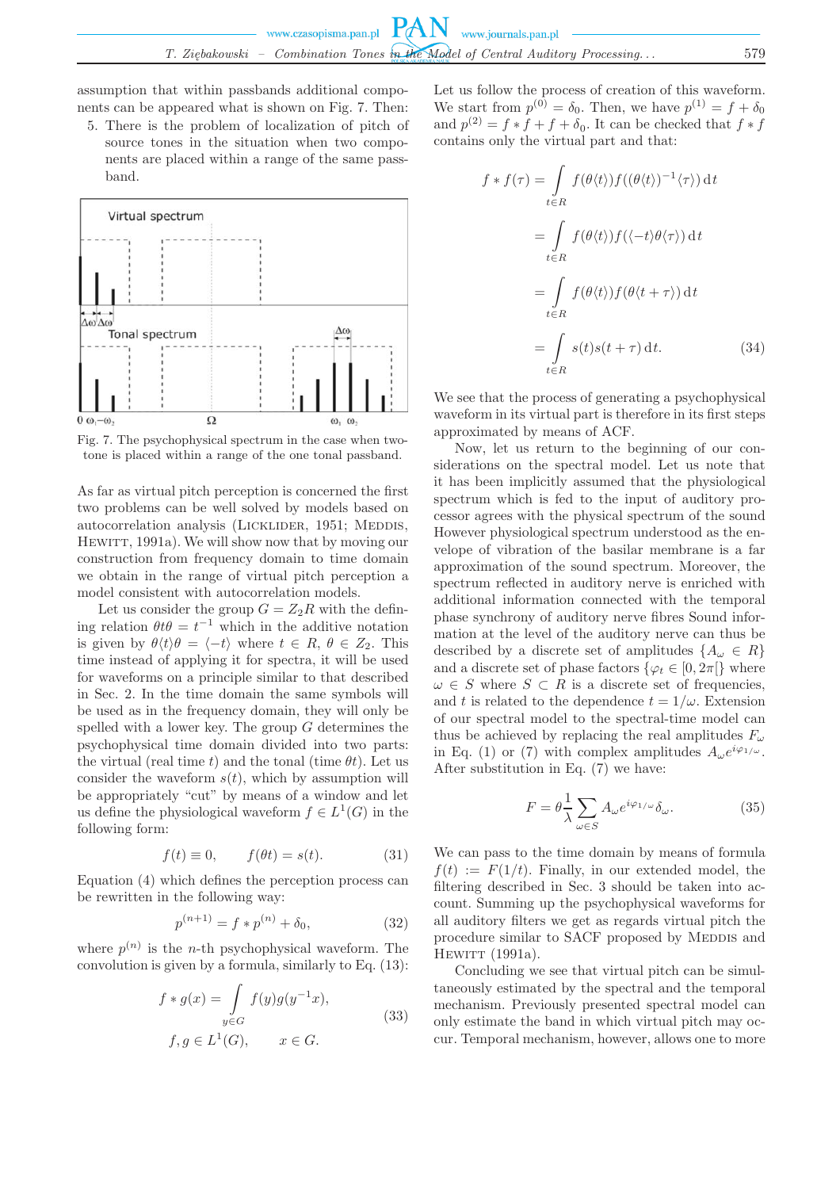assumption that within passbands additional components can be appeared what is shown on Fig. 7. Then:

5. There is the problem of localization of pitch of source tones in the situation when two components are placed within a range of the same passband.

Fig. 7. The psychophysical spectrum in the case when two-tone is placed within a range of the one tonal passband.

As far as virtual pitch perception is concerned the first two problems can be well solved by models based on autocorrelation analysis (Licklider, 1951; Meddis, Hewitt, 1991a). We will show now that by moving our construction from frequency domain to time domain we obtain in the range of virtual pitch perception a model consistent with autocorrelation models.

Let us consider the group $G = Z_2 R$ with the defining relation $\theta t \theta = t^{-1}$ which in the additive notation is given by $\theta\langle t\rangle\theta = \langle -t\rangle$ where $t \in R$, $\theta \in Z_2$. This time instead of applying it for spectra, it will be used for waveforms on a principle similar to that described in Sec. 2. In the time domain the same symbols will be used as in the frequency domain, they will only be spelled with a lower key. The group $G$ determines the psychophysical time domain divided into two parts: the virtual (real time $t$) and the tonal (time $\theta t$). Let us consider the waveform $s(t)$, which by assumption will be appropriately "cut" by means of a window and let us define the physiological waveform $f \in L^1(G)$ in the following form:

$$f(t) \equiv 0, \qquad f(\theta t) = s(t). \tag{31}$$

Equation (4) which defines the perception process can be rewritten in the following way:

$$p^{(n+1)} = f * p^{(n)} + \delta_0, \tag{32}$$

where $p^{(n)}$ is the $n$-th psychophysical waveform. The convolution is given by a formula, similarly to Eq. (13):

$$f * g(x) = \int\limits_{y\in G} f(y) g(y^{-1}x), \qquad f, g \in L^1(G), \qquad x \in G. \tag{33}$$

Let us follow the process of creation of this waveform. We start from $p^{(0)} = \delta_0$. Then, we have $p^{(1)} = f + \delta_0$ and $p^{(2)} = f * f + f + \delta_0$. It can be checked that $f * f$ contains only the virtual part and that:

$$\begin{aligned} f * f(\tau) &= \int\limits_{t\in R} f(\theta\langle t\rangle) f((\theta\langle t\rangle)^{-1}\langle\tau\rangle)\,\mathrm{d}t \\ &= \int\limits_{t\in R} f(\theta\langle t\rangle) f(\langle -t\rangle\theta\langle\tau\rangle)\,\mathrm{d}t \\ &= \int\limits_{t\in R} f(\theta\langle t\rangle) f(\theta\langle t+\tau\rangle)\,\mathrm{d}t \\ &= \int\limits_{t\in R} s(t)s(t+\tau)\,\mathrm{d}t. \end{aligned} \tag{34}$$

We see that the process of generating a psychophysical waveform in its virtual part is therefore in its first steps approximated by means of ACF.

Now, let us return to the beginning of our considerations on the spectral model. Let us note that it has been implicitly assumed that the physiological spectrum which is fed to the input of auditory processor agrees with the physical spectrum of the sound However physiological spectrum understood as the envelope of vibration of the basilar membrane is a far approximation of the sound spectrum. Moreover, the spectrum reflected in auditory nerve is enriched with additional information connected with the temporal phase synchrony of auditory nerve fibres Sound information at the level of the auditory nerve can thus be described by a discrete set of amplitudes $\{A_\omega \in R\}$ and a discrete set of phase factors $\{\varphi_t \in [0, 2\pi[\}$ where $\omega \in S$ where $S \subset R$ is a discrete set of frequencies, and $t$ is related to the dependence $t = 1/\omega$. Extension of our spectral model to the spectral-time model can thus be enriched by replacing the real amplitudes $F_\omega$ in Eq. (1) or (7) with complex amplitudes $A_\omega e^{i\varphi_{1/\omega}}$. After substitution in Eq. (7) we have:

$$F = \theta\frac{1}{\lambda}\sum_{\omega\in S} A_\omega e^{i\varphi_{1/\omega}}\delta_\omega. \tag{35}$$

We can pass to the time domain by means of formula $f(t) := F(1/t)$. Finally, in our extended model, the filtering described in Sec. 3 should be taken into account. Summing up the psychophysical waveforms for all auditory filters we get as regards virtual pitch the procedure similar to SACF proposed by Meddis and Hewitt (1991a).

Concluding we see that virtual pitch can be simultaneously estimated by the spectral and the temporal mechanism. Previously presented spectral model can only estimate the band in which virtual pitch may occur. Temporal mechanism, however, allows one to more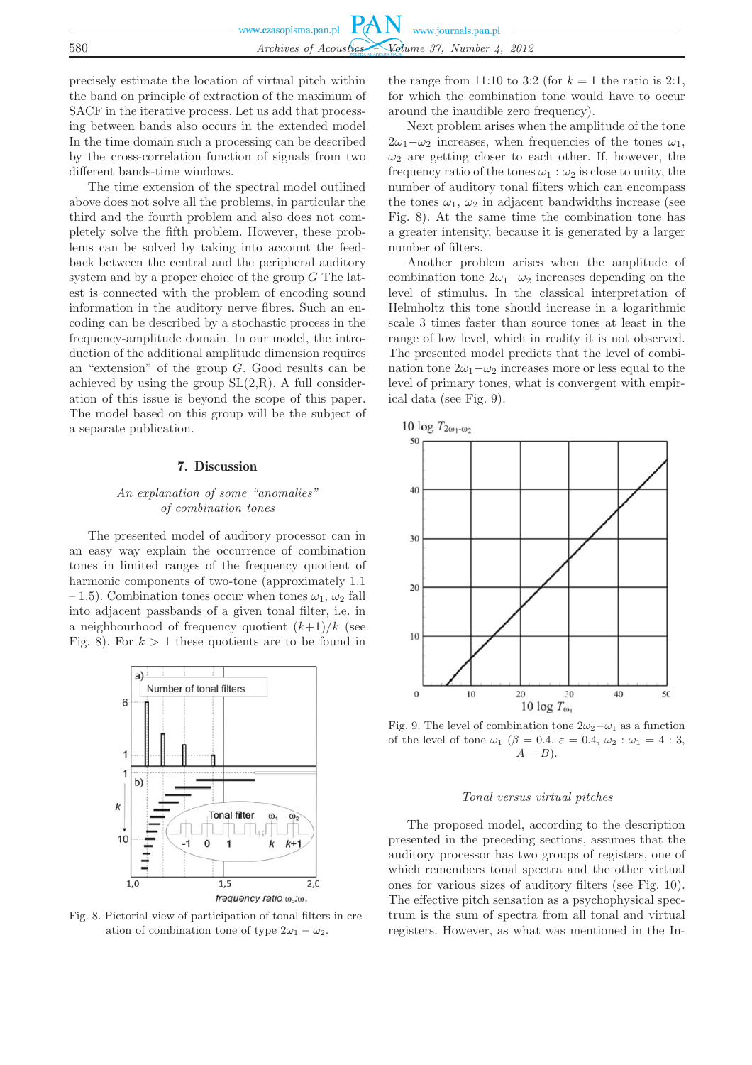precisely estimate the location of virtual pitch within the band on principle of extraction of the maximum of SACF in the iterative process. Let us add that processing between bands also occurs in the extended model In the time domain such a processing can be described by the cross-correlation function of signals from two different bands-time windows.

The time extension of the spectral model outlined above does not solve all the problems, in particular the third and the fourth problem and also does not completely solve the fifth problem. However, these problems can be solved by taking into account the feedback between the central and the peripheral auditory system and by a proper choice of the group $G$ The latest is connected with the problem of encoding sound information in the auditory nerve fibres. Such an encoding can be described by a stochastic process in the frequency-amplitude domain. In our model, the introduction of the additional amplitude dimension requires an "extension" of the group $G$. Good results can be achieved by using the group SL(2,R). A full consideration of this issue is beyond the scope of this paper. The model based on this group will be the subject of a separate publication.

## 7. Discussion

*An explanation of some "anomalies" of combination tones*

The presented model of auditory processor can in an easy way explain the occurrence of combination tones in limited ranges of the frequency quotient of harmonic components of two-tone (approximately 1.1 – 1.5). Combination tones occur when tones $\omega_1$, $\omega_2$ fall into adjacent passbands of a given tonal filter, i.e. in a neighbourhood of frequency quotient $(k+1)/k$ (see Fig. 8). For $k > 1$ these quotients are to be found in the range from 11:10 to 3:2 (for $k = 1$ the ratio is 2:1, for which the combination tone would have to occur around the inaudible zero frequency).

Fig. 8. Pictorial view of participation of tonal filters in creation of combination tone of type $2\omega_1 - \omega_2$.

Next problem arises when the amplitude of the tone $2\omega_1 - \omega_2$ increases, when frequencies of the tones $\omega_1$, $\omega_2$ are getting closer to each other. If, however, the frequency ratio of the tones $\omega_1 : \omega_2$ is close to unity, the number of auditory tonal filters which can encompass the tones $\omega_1$, $\omega_2$ in adjacent bandwidths increase (see Fig. 8). At the same time the combination tone has a greater intensity, because it is generated by a larger number of filters.

Another problem arises when the amplitude of combination tone $2\omega_1 - \omega_2$ increases depending on the level of stimulus. In the classical interpretation of Helmholtz this tone should increase in a logarithmic scale 3 times faster than source tones at least in the range of low level, which in reality it is not observed. The presented model predicts that the level of combination tone $2\omega_1 - \omega_2$ increases more or less equal to the level of primary tones, what is convergent with empirical data (see Fig. 9).

Fig. 9. The level of combination tone $2\omega_2 - \omega_1$ as a function of the level of tone $\omega_1$ ($\beta = 0.4$, $\varepsilon = 0.4$, $\omega_2 : \omega_1 = 4 : 3$, $A = B$).

*Tonal versus virtual pitches*

The proposed model, according to the description presented in the preceding sections, assumes that the auditory processor has two groups of registers, one of which remembers tonal spectra and the other virtual ones for various sizes of auditory filters (see Fig. 10). The effective pitch sensation as a psychophysical spectrum is the sum of spectra from all tonal and virtual registers. However, as what was mentioned in the In-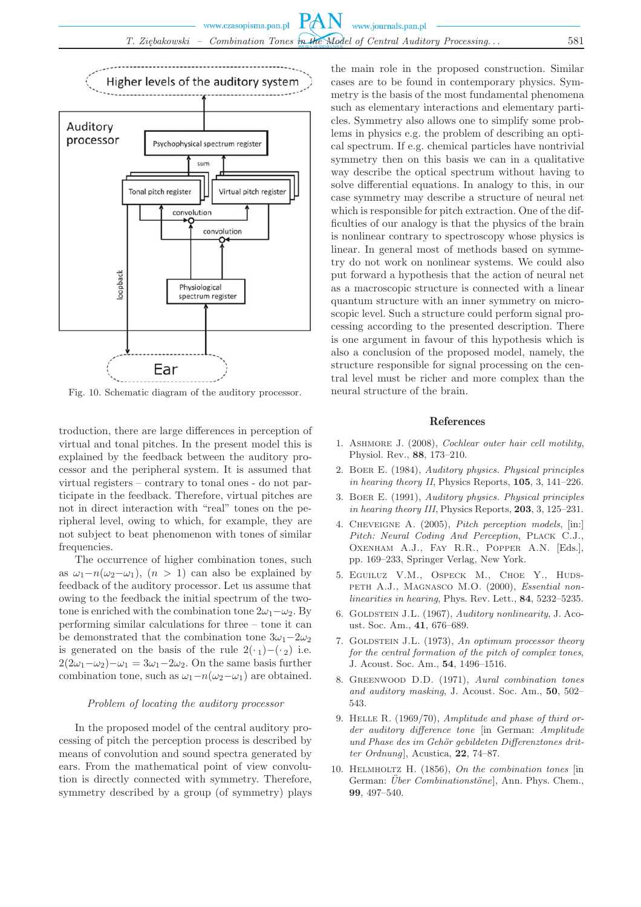Fig. 10. Schematic diagram of the auditory processor.

troduction, there are large differences in perception of virtual and tonal pitches. In the present model this is explained by the feedback between the auditory processor and the peripheral system. It is assumed that virtual registers – contrary to tonal ones - do not participate in the feedback. Therefore, virtual pitches are not in direct interaction with "real" tones on the peripheral level, owing to which, for example, they are not subject to beat phenomenon with tones of similar frequencies.

The occurrence of higher combination tones, such as $\omega_1 - n(\omega_2 - \omega_1)$, $(n > 1)$ can also be explained by feedback of the auditory processor. Let us assume that owing to the feedback the initial spectrum of the two-tone is enriched with the combination tone $2\omega_1 - \omega_2$. By performing similar calculations for three – tone it can be demonstrated that the combination tone $3\omega_1 - 2\omega_2$ is generated on the basis of the rule $2(\cdot_1) - (\cdot_2)$ i.e. $2(2\omega_1 - \omega_2) - \omega_1 = 3\omega_1 - 2\omega_2$. On the same basis further combination tone, such as $\omega_1 - n(\omega_2 - \omega_1)$ are obtained.

*Problem of locating the auditory processor*

In the proposed model of the central auditory processing of pitch the perception process is described by means of convolution and sound spectra generated by ears. From the mathematical point of view convolution is directly connected with symmetry. Therefore, symmetry described by a group (of symmetry) plays the main role in the proposed construction. Similar cases are to be found in contemporary physics. Symmetry is the basis of the most fundamental phenomena such as elementary interactions and elementary particles. Symmetry also allows one to simplify some problems in physics e.g. the problem of describing an optical spectrum. If e.g. chemical particles have nontrivial symmetry then on this basis we can in a qualitative way describe the optical spectrum without having to solve differential equations. In analogy to this, in our case symmetry may describe a structure of neural net which is responsible for pitch extraction. One of the difficulties of our analogy is that the physics of the brain is nonlinear contrary to spectroscopy whose physics is linear. In general most of methods based on symmetry do not work on nonlinear systems. We could also put forward a hypothesis that the action of neural net as a macroscopic structure is connected with a linear quantum structure with an inner symmetry on microscopic level. Such a structure could perform signal processing according to the presented description. There is one argument in favour of this hypothesis which is also a conclusion of the proposed model, namely, the structure responsible for signal processing on the central level must be richer and more complex than the neural structure of the brain.

## References

1. Ashmore J. (2008), *Cochlear outer hair cell motility*, Physiol. Rev., **88**, 173–210.
2. Boer E. (1984), *Auditory physics. Physical principles in hearing theory II*, Physics Reports, **105**, 3, 141–226.
3. Boer E. (1991), *Auditory physics. Physical principles in hearing theory III*, Physics Reports, **203**, 3, 125–231.
4. Cheveigne A. (2005), *Pitch perception models*, [in:] *Pitch: Neural Coding And Perception*, Plack C.J., Oxenham A.J., Fay R.R., Popper A.N. [Eds.], pp. 169–233, Springer Verlag, New York.
5. Eguiluz V.M., Ospeck M., Choe Y., Hudspeth A.J., Magnasco M.O. (2000), *Essential nonlinearities in hearing*, Phys. Rev. Lett., **84**, 5232–5235.
6. Goldstein J.L. (1967), *Auditory nonlinearity*, J. Acoust. Soc. Am., **41**, 676–689.
7. Goldstein J.L. (1973), *An optimum processor theory for the central formation of the pitch of complex tones*, J. Acoust. Soc. Am., **54**, 1496–1516.
8. Greenwood D.D. (1971), *Aural combination tones and auditory masking*, J. Acoust. Soc. Am., **50**, 502–543.
9. Helle R. (1969/70), *Amplitude and phase of third order auditory difference tone* [in German: *Amplitude und Phase des im Gehör gebildeten Differenztones dritter Ordnung*], Acustica, **22**, 74–87.
10. Helmholtz H. (1856), *On the combination tones* [in German: *Über Combinationstöne*], Ann. Phys. Chem., **99**, 497–540.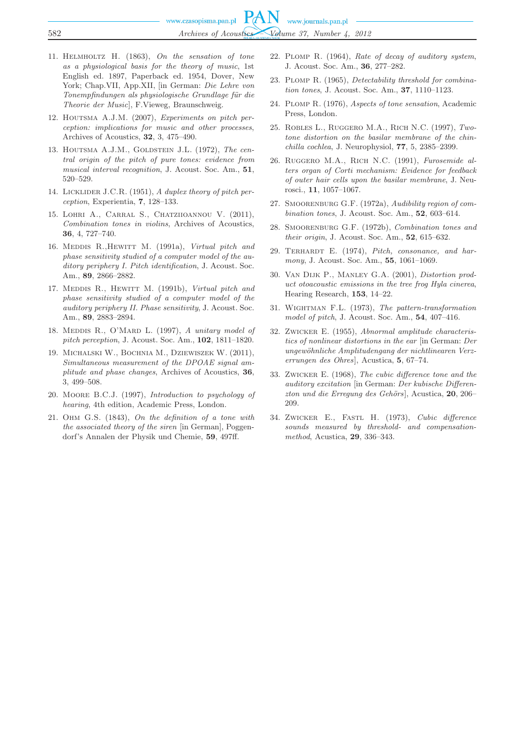11. Helmholtz H. (1863), *On the sensation of tone as a physiological basis for the theory of music*, 1st English ed. 1897, Paperback ed. 1954, Dover, New York; Chap.VII, App.XII, [in German: *Die Lehre von Tonempfindungen als physiologische Grundlage für die Theorie der Music*], F.Vieweg, Braunschweig.

12. Houtsma A.J.M. (2007), *Experiments on pitch perception: implications for music and other processes*, Archives of Acoustics, **32**, 3, 475–490.

13. Houtsma A.J.M., Goldstein J.L. (1972), *The central origin of the pitch of pure tones: evidence from musical interval recognition*, J. Acoust. Soc. Am., **51**, 520–529.

14. Licklider J.C.R. (1951), *A duplex theory of pitch perception*, Experientia, **7**, 128–133.

15. Lohri A., Carral S., Chatziioannou V. (2011), *Combination tones in violins*, Archives of Acoustics, **36**, 4, 727–740.

16. Meddis R.,Hewitt M. (1991a), *Virtual pitch and phase sensitivity studied of a computer model of the auditory periphery I. Pitch identification*, J. Acoust. Soc. Am., **89**, 2866–2882.

17. Meddis R., Hewitt M. (1991b), *Virtual pitch and phase sensitivity studied of a computer model of the auditory periphery II. Phase sensitivity*, J. Acoust. Soc. Am., **89**, 2883–2894.

18. Meddis R., O'Mard L. (1997), *A unitary model of pitch perception*, J. Acoust. Soc. Am., **102**, 1811–1820.

19. Michalski W., Bochnia M., Dziewiszek W. (2011), *Simultaneous measurement of the DPOAE signal amplitude and phase changes*, Archives of Acoustics, **36**, 3, 499–508.

20. Moore B.C.J. (1997), *Introduction to psychology of hearing*, 4th edition, Academic Press, London.

21. Ohm G.S. (1843), *On the definition of a tone with the associated theory of the siren* [in German], Poggendorf's Annalen der Physik und Chemie, **59**, 497ff.

22. Plomp R. (1964), *Rate of decay of auditory system*, J. Acoust. Soc. Am., **36**, 277–282.

23. Plomp R. (1965), *Detectability threshold for combination tones*, J. Acoust. Soc. Am., **37**, 1110–1123.

24. Plomp R. (1976), *Aspects of tone sensation*, Academic Press, London.

25. Robles L., Ruggero M.A., Rich N.C. (1997), *Two-tone distortion on the basilar membrane of the chinchilla cochlea*, J. Neurophysiol, **77**, 5, 2385–2399.

26. Ruggero M.A., Rich N.C. (1991), *Furosemide alters organ of Corti mechanism: Evidence for feedback of outer hair cells upon the basilar membrane*, J. Neurosci., **11**, 1057–1067.

27. Smoorenburg G.F. (1972a), *Audibility region of combination tones*, J. Acoust. Soc. Am., **52**, 603–614.

28. Smoorenburg G.F. (1972b), *Combination tones and their origin*, J. Acoust. Soc. Am., **52**, 615–632.

29. Terhardt E. (1974), *Pitch, consonance, and harmony*, J. Acoust. Soc. Am., **55**, 1061–1069.

30. Van Dijk P., Manley G.A. (2001), *Distortion product otoacoustic emissions in the tree frog Hyla cinerea*, Hearing Research, **153**, 14–22.

31. Wightman F.L. (1973), *The pattern-transformation model of pitch*, J. Acoust. Soc. Am., **54**, 407–416.

32. Zwicker E. (1955), *Abnormal amplitude characteristics of nonlinear distortions in the ear* [in German: *Der ungewöhnliche Amplitudengang der nichtlinearen Verzerrungen des Ohres*], Acustica, **5**, 67–74.

33. Zwicker E. (1968), *The cubic difference tone and the auditory excitation* [in German: *Der kubische Differenzton und die Erregung des Gehörs*], Acustica, **20**, 206–209.

34. Zwicker E., Fastl H. (1973), *Cubic difference sounds measured by threshold- and compensation-method*, Acustica, **29**, 336–343.